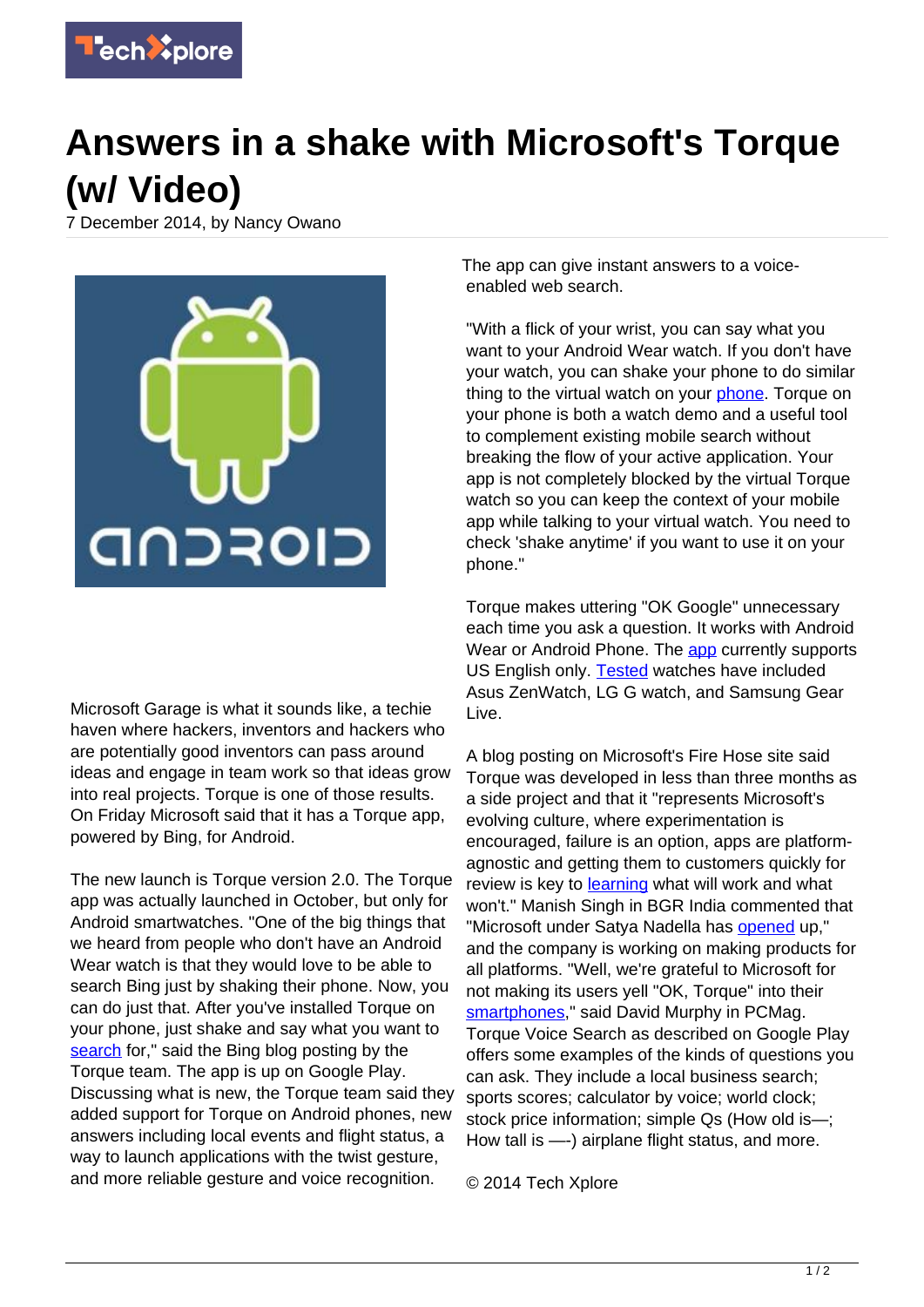# Answers in a shake with Microsoft's Torque (w/ Video)

7 December 2014, by Nancy Owano

Microsoft Garage is what it sounds like, a techie haven where hackers, inventors and hackers who are potentially good inventors can pass around ideas and engage in team work so that ideas grow into real projects. Torque is one of those results. On Friday Microsoft said that it has a Torque app, powered by Bing, for Android.

The new launch is Torque version 2.0. The Torque app was actually launched in October, but only for Android smartwatches. "One of the big things that we heard from people who don't have an Android Wear watch is that they would love to be able to search Bing just by shaking their phone. Now, you can do just that. After you've installed Torque on your phone, just shake and say what you want to search for," said the Bing blog posting by the Torque team. The app is up on Google Play. Discussing what is new, the Torque team said they added support for Torque on Android phones, new answers including local events and flight status, a way to launch applications with the twist gesture, and more reliable gesture and voice recognition.

The app can give instant answers to a voice-enabled web search.

"With a flick of your wrist, you can say what you want to your Android Wear watch. If you don't have your watch, you can shake your phone to do similar thing to the virtual watch on your phone. Torque on your phone is both a watch demo and a useful tool to complement existing mobile search without breaking the flow of your active application. Your app is not completely blocked by the virtual Torque watch so you can keep the context of your mobile app while talking to your virtual watch. You need to check 'shake anytime' if you want to use it on your phone."

Torque makes uttering "OK Google" unnecessary each time you ask a question. It works with Android Wear or Android Phone. The app currently supports US English only. Tested watches have included Asus ZenWatch, LG G watch, and Samsung Gear Live.

A blog posting on Microsoft's Fire Hose site said Torque was developed in less than three months as a side project and that it "represents Microsoft's evolving culture, where experimentation is encouraged, failure is an option, apps are platform-agnostic and getting them to customers quickly for review is key to learning what will work and what won't." Manish Singh in BGR India commented that "Microsoft under Satya Nadella has opened up," and the company is working on making products for all platforms. "Well, we're grateful to Microsoft for not making its users yell "OK, Torque" into their smartphones," said David Murphy in PCMag. Torque Voice Search as described on Google Play offers some examples of the kinds of questions you can ask. They include a local business search; sports scores; calculator by voice; world clock; stock price information; simple Qs (How old is—; How tall is —-) airplane flight status, and more.

© 2014 Tech Xplore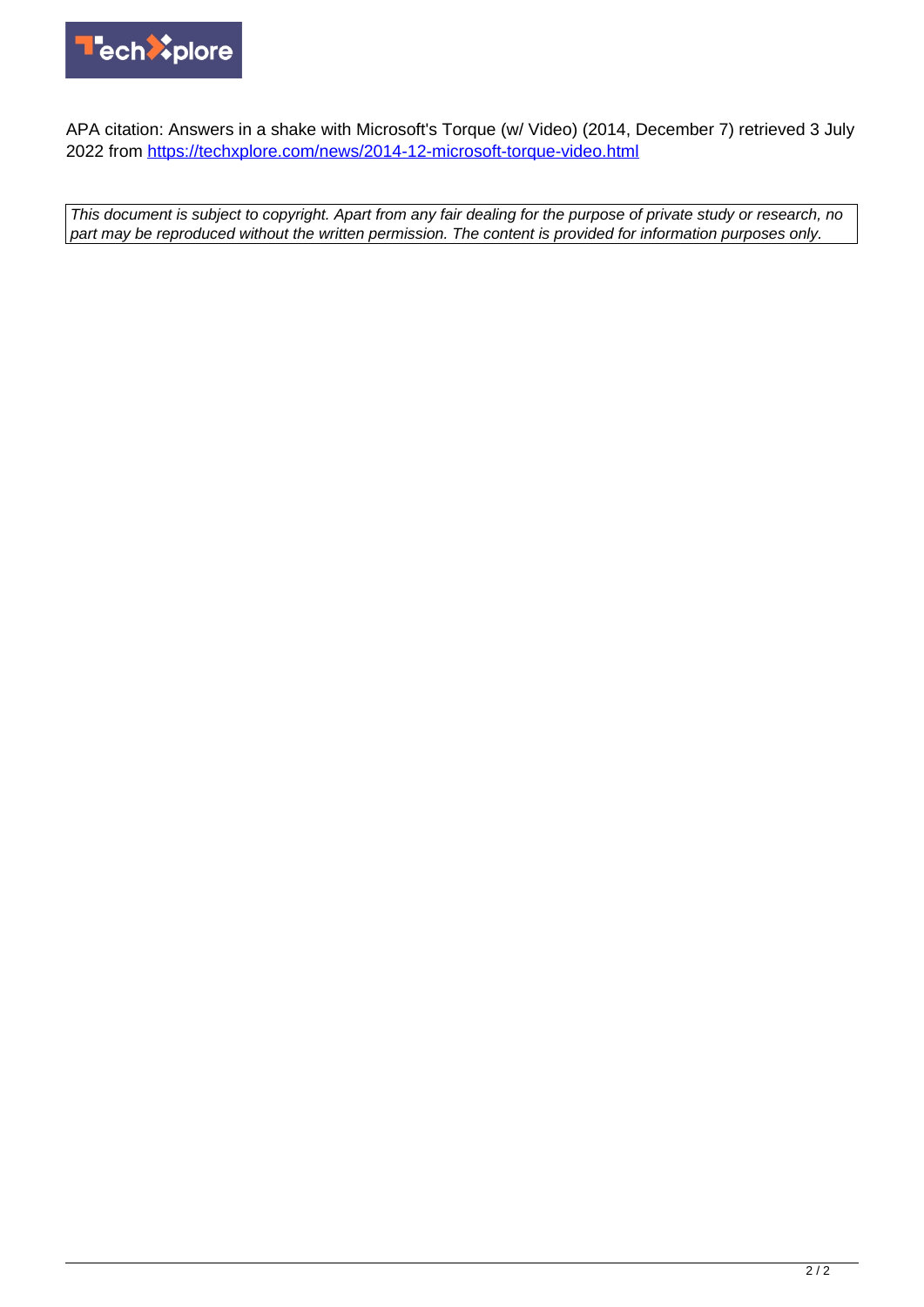APA citation: Answers in a shake with Microsoft's Torque (w/ Video) (2014, December 7) retrieved 3 July 2022 from https://techxplore.com/news/2014-12-microsoft-torque-video.html

*This document is subject to copyright. Apart from any fair dealing for the purpose of private study or research, no part may be reproduced without the written permission. The content is provided for information purposes only.*